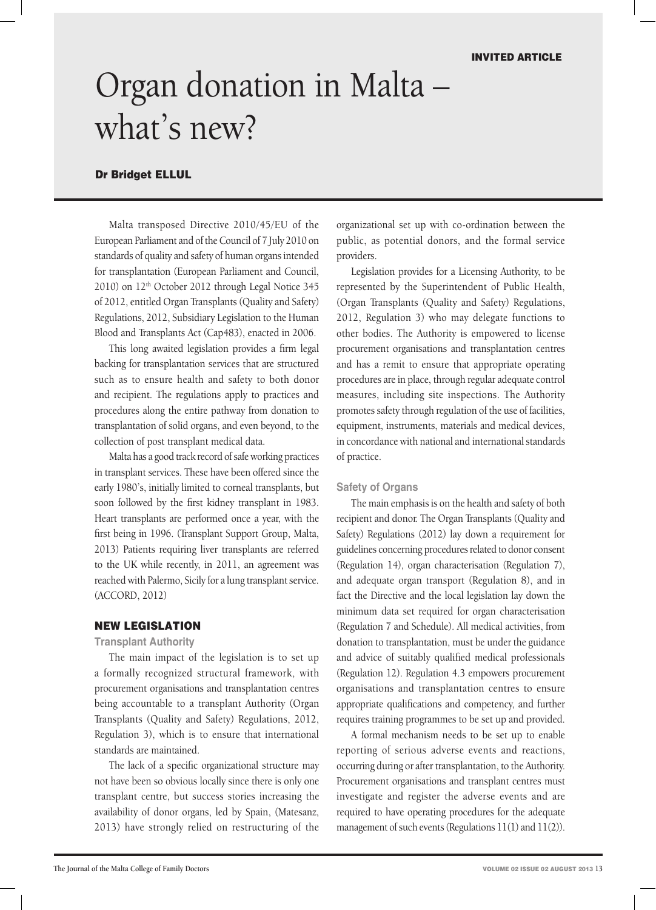INVITED ARTICLE

# Organ donation in Malta – what's new?

**Dr Bridget ELLUL**

Malta transposed Directive 2010/45/EU of the European Parliament and of the Council of 7 July 2010 on standards of quality and safety of human organs intended for transplantation (European Parliament and Council, 2010) on 12th October 2012 through Legal Notice 345 of 2012, entitled Organ Transplants (Quality and Safety) Regulations, 2012, Subsidiary Legislation to the Human Blood and Transplants Act (Cap483), enacted in 2006.

This long awaited legislation provides a firm legal backing for transplantation services that are structured such as to ensure health and safety to both donor and recipient. The regulations apply to practices and procedures along the entire pathway from donation to transplantation of solid organs, and even beyond, to the collection of post transplant medical data.

Malta has a good track record of safe working practices in transplant services. These have been offered since the early 1980's, initially limited to corneal transplants, but soon followed by the first kidney transplant in 1983. Heart transplants are performed once a year, with the first being in 1996. (Transplant Support Group, Malta, 2013) Patients requiring liver transplants are referred to the UK while recently, in 2011, an agreement was reached with Palermo, Sicily for a lung transplant service. (ACCORD, 2012)

## NEW LEGISLATION

### Transplant Authority

The main impact of the legislation is to set up a formally recognized structural framework, with procurement organisations and transplantation centres being accountable to a transplant Authority (Organ Transplants (Quality and Safety) Regulations, 2012, Regulation 3), which is to ensure that international standards are maintained.

The lack of a specific organizational structure may not have been so obvious locally since there is only one transplant centre, but success stories increasing the availability of donor organs, led by Spain, (Matesanz, 2013) have strongly relied on restructuring of the organizational set up with co-ordination between the public, as potential donors, and the formal service providers.

Legislation provides for a Licensing Authority, to be represented by the Superintendent of Public Health, (Organ Transplants (Quality and Safety) Regulations, 2012, Regulation 3) who may delegate functions to other bodies. The Authority is empowered to license procurement organisations and transplantation centres and has a remit to ensure that appropriate operating procedures are in place, through regular adequate control measures, including site inspections. The Authority promotes safety through regulation of the use of facilities, equipment, instruments, materials and medical devices, in concordance with national and international standards of practice.

### Safety of Organs

The main emphasis is on the health and safety of both recipient and donor. The Organ Transplants (Quality and Safety) Regulations (2012) lay down a requirement for guidelines concerning procedures related to donor consent (Regulation 14), organ characterisation (Regulation 7), and adequate organ transport (Regulation 8), and in fact the Directive and the local legislation lay down the minimum data set required for organ characterisation (Regulation 7 and Schedule). All medical activities, from donation to transplantation, must be under the guidance and advice of suitably qualified medical professionals (Regulation 12). Regulation 4.3 empowers procurement organisations and transplantation centres to ensure appropriate qualifications and competency, and further requires training programmes to be set up and provided.

A formal mechanism needs to be set up to enable reporting of serious adverse events and reactions, occurring during or after transplantation, to the Authority. Procurement organisations and transplant centres must investigate and register the adverse events and are required to have operating procedures for the adequate management of such events (Regulations 11(1) and 11(2)).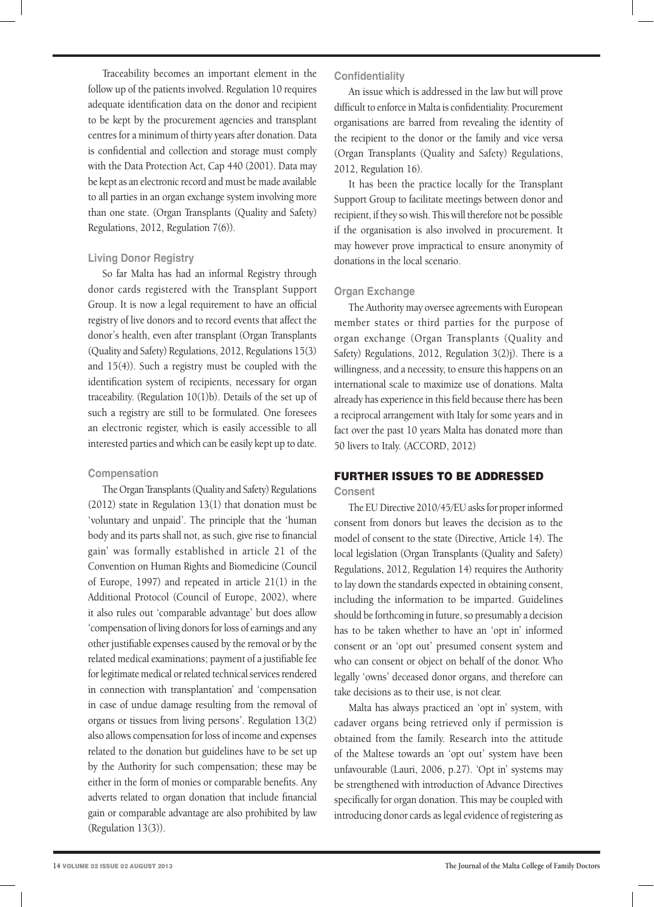Traceability becomes an important element in the follow up of the patients involved. Regulation 10 requires adequate identification data on the donor and recipient to be kept by the procurement agencies and transplant centres for a minimum of thirty years after donation. Data is confidential and collection and storage must comply with the Data Protection Act, Cap 440 (2001). Data may be kept as an electronic record and must be made available to all parties in an organ exchange system involving more than one state. (Organ Transplants (Quality and Safety) Regulations, 2012, Regulation 7(6)).

### Living Donor Registry

So far Malta has had an informal Registry through donor cards registered with the Transplant Support Group. It is now a legal requirement to have an official registry of live donors and to record events that affect the donor's health, even after transplant (Organ Transplants (Quality and Safety) Regulations, 2012, Regulations 15(3) and 15(4)). Such a registry must be coupled with the identification system of recipients, necessary for organ traceability. (Regulation 10(1)b). Details of the set up of such a registry are still to be formulated. One foresees an electronic register, which is easily accessible to all interested parties and which can be easily kept up to date.

### Compensation

The Organ Transplants (Quality and Safety) Regulations (2012) state in Regulation 13(1) that donation must be 'voluntary and unpaid'. The principle that the 'human body and its parts shall not, as such, give rise to financial gain' was formally established in article 21 of the Convention on Human Rights and Biomedicine (Council of Europe, 1997) and repeated in article 21(1) in the Additional Protocol (Council of Europe, 2002), where it also rules out 'comparable advantage' but does allow 'compensation of living donors for loss of earnings and any other justifiable expenses caused by the removal or by the related medical examinations; payment of a justifiable fee for legitimate medical or related technical services rendered in connection with transplantation' and 'compensation in case of undue damage resulting from the removal of organs or tissues from living persons'. Regulation 13(2) also allows compensation for loss of income and expenses related to the donation but guidelines have to be set up by the Authority for such compensation; these may be either in the form of monies or comparable benefits. Any adverts related to organ donation that include financial gain or comparable advantage are also prohibited by law (Regulation 13(3)).

### Confidentiality

An issue which is addressed in the law but will prove difficult to enforce in Malta is confidentiality. Procurement organisations are barred from revealing the identity of the recipient to the donor or the family and vice versa (Organ Transplants (Quality and Safety) Regulations, 2012, Regulation 16).

It has been the practice locally for the Transplant Support Group to facilitate meetings between donor and recipient, if they so wish. This will therefore not be possible if the organisation is also involved in procurement. It may however prove impractical to ensure anonymity of donations in the local scenario.

### Organ Exchange

The Authority may oversee agreements with European member states or third parties for the purpose of organ exchange (Organ Transplants (Quality and Safety) Regulations, 2012, Regulation 3(2)j). There is a willingness, and a necessity, to ensure this happens on an international scale to maximize use of donations. Malta already has experience in this field because there has been a reciprocal arrangement with Italy for some years and in fact over the past 10 years Malta has donated more than 50 livers to Italy. (ACCORD, 2012)

## FURTHER ISSUES TO BE ADDRESSED

### Consent

The EU Directive 2010/45/EU asks for proper informed consent from donors but leaves the decision as to the model of consent to the state (Directive, Article 14). The local legislation (Organ Transplants (Quality and Safety) Regulations, 2012, Regulation 14) requires the Authority to lay down the standards expected in obtaining consent, including the information to be imparted. Guidelines should be forthcoming in future, so presumably a decision has to be taken whether to have an 'opt in' informed consent or an 'opt out' presumed consent system and who can consent or object on behalf of the donor. Who legally 'owns' deceased donor organs, and therefore can take decisions as to their use, is not clear.

Malta has always practiced an 'opt in' system, with cadaver organs being retrieved only if permission is obtained from the family. Research into the attitude of the Maltese towards an 'opt out' system have been unfavourable (Lauri, 2006, p.27). 'Opt in' systems may be strengthened with introduction of Advance Directives specifically for organ donation. This may be coupled with introducing donor cards as legal evidence of registering as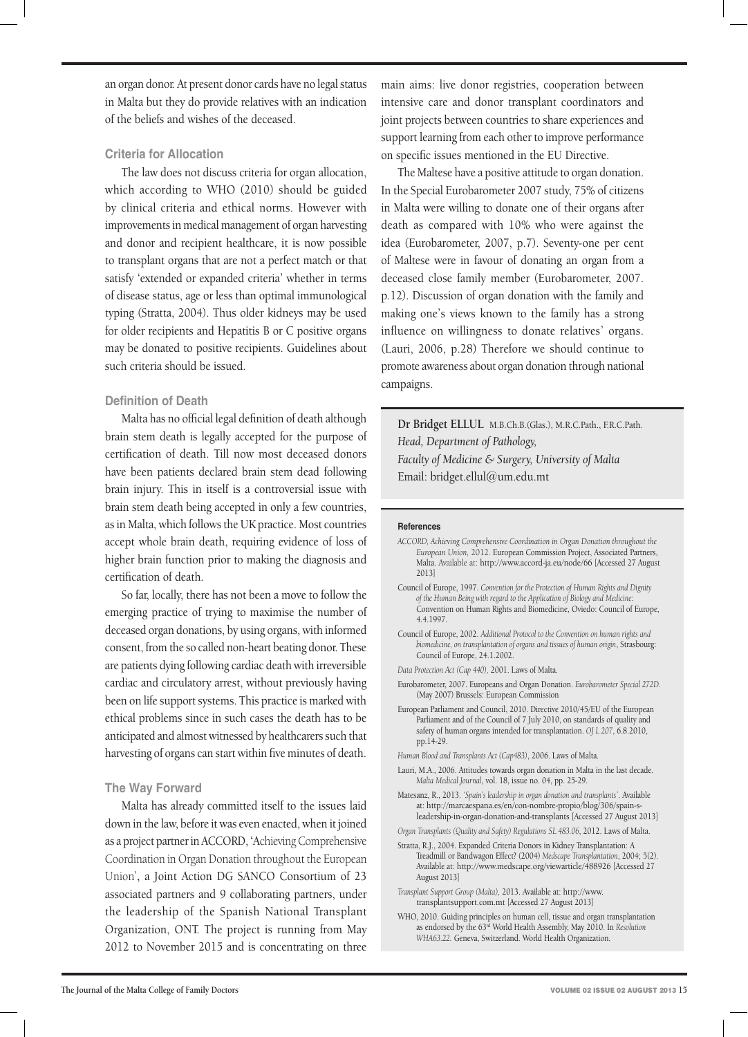an organ donor. At present donor cards have no legal status in Malta but they do provide relatives with an indication of the beliefs and wishes of the deceased.

### Criteria for Allocation

The law does not discuss criteria for organ allocation, which according to WHO (2010) should be guided by clinical criteria and ethical norms. However with improvements in medical management of organ harvesting and donor and recipient healthcare, it is now possible to transplant organs that are not a perfect match or that satisfy 'extended or expanded criteria' whether in terms of disease status, age or less than optimal immunological typing (Stratta, 2004). Thus older kidneys may be used for older recipients and Hepatitis B or C positive organs may be donated to positive recipients. Guidelines about such criteria should be issued.

### Definition of Death

Malta has no official legal definition of death although brain stem death is legally accepted for the purpose of certification of death. Till now most deceased donors have been patients declared brain stem dead following brain injury. This in itself is a controversial issue with brain stem death being accepted in only a few countries, as in Malta, which follows the UK practice. Most countries accept whole brain death, requiring evidence of loss of higher brain function prior to making the diagnosis and certification of death.

So far, locally, there has not been a move to follow the emerging practice of trying to maximise the number of deceased organ donations, by using organs, with informed consent, from the so called non-heart beating donor. These are patients dying following cardiac death with irreversible cardiac and circulatory arrest, without previously having been on life support systems. This practice is marked with ethical problems since in such cases the death has to be anticipated and almost witnessed by healthcarers such that harvesting of organs can start within five minutes of death.

### The Way Forward

Malta has already committed itself to the issues laid down in the law, before it was even enacted, when it joined as a project partner in ACCORD, 'Achieving Comprehensive Coordination in Organ Donation throughout the European Union', a Joint Action DG SANCO Consortium of 23 associated partners and 9 collaborating partners, under the leadership of the Spanish National Transplant Organization, ONT. The project is running from May 2012 to November 2015 and is concentrating on three main aims: live donor registries, cooperation between intensive care and donor transplant coordinators and joint projects between countries to share experiences and support learning from each other to improve performance on specific issues mentioned in the EU Directive.

The Maltese have a positive attitude to organ donation. In the Special Eurobarometer 2007 study, 75% of citizens in Malta were willing to donate one of their organs after death as compared with 10% who were against the idea (Eurobarometer, 2007, p.7). Seventy-one per cent of Maltese were in favour of donating an organ from a deceased close family member (Eurobarometer, 2007. p.12). Discussion of organ donation with the family and making one's views known to the family has a strong influence on willingness to donate relatives' organs. (Lauri, 2006, p.28) Therefore we should continue to promote awareness about organ donation through national campaigns.

**Dr Bridget ELLUL** M.B.Ch.B.(Glas.), M.R.C.Path., F.R.C.Path.
*Head, Department of Pathology,*
*Faculty of Medicine & Surgery, University of Malta*
Email: bridget.ellul@um.edu.mt

#### References

*ACCORD, Achieving Comprehensive Coordination in Organ Donation throughout the European Union,* 2012. European Commission Project, Associated Partners, Malta. Available at: http://www.accord-ja.eu/node/66 [Accessed 27 August 2013]

Council of Europe, 1997. *Convention for the Protection of Human Rights and Dignity of the Human Being with regard to the Application of Biology and Medicine*: Convention on Human Rights and Biomedicine, Oviedo: Council of Europe, 4.4.1997.

Council of Europe, 2002. *Additional Protocol to the Convention on human rights and biomedicine, on transplantation of organs and tissues of human origin*, Strasbourg: Council of Europe, 24.1.2002.

*Data Protection Act (Cap 440)*, 2001. Laws of Malta.

Eurobarometer, 2007. Europeans and Organ Donation. *Eurobarometer Special 272D.* (May 2007) Brussels: European Commission

European Parliament and Council, 2010. Directive 2010/45/EU of the European Parliament and of the Council of 7 July 2010, on standards of quality and safety of human organs intended for transplantation. *OJ L 207*, 6.8.2010, pp.14-29.

*Human Blood and Transplants Act (Cap483)*, 2006. Laws of Malta.

Lauri, M.A., 2006. Attitudes towards organ donation in Malta in the last decade. *Malta Medical Journal*, vol. 18, issue no. 04, pp. 25-29.

Matesanz, R., 2013. *'Spain's leadership in organ donation and transplants'*. Available at: http://marcaespana.es/en/con-nombre-propio/blog/306/spain-s-leadership-in-organ-donation-and-transplants [Accessed 27 August 2013]

*Organ Transplants (Quality and Safety) Regulations SL 483.06*, 2012. Laws of Malta.

Stratta, R.J., 2004. Expanded Criteria Donors in Kidney Transplantation: A Treadmill or Bandwagon Effect? (2004) *Medscape Transplantation*, 2004; 5(2). Available at: http://www.medscape.org/viewarticle/488926 [Accessed 27 August 2013]

*Transplant Support Group (Malta)*, 2013. Available at: http://www.transplantsupport.com.mt [Accessed 27 August 2013]

WHO, 2010. Guiding principles on human cell, tissue and organ transplantation as endorsed by the 63rd World Health Assembly, May 2010. In *Resolution WHA63.22.* Geneva, Switzerland. World Health Organization.